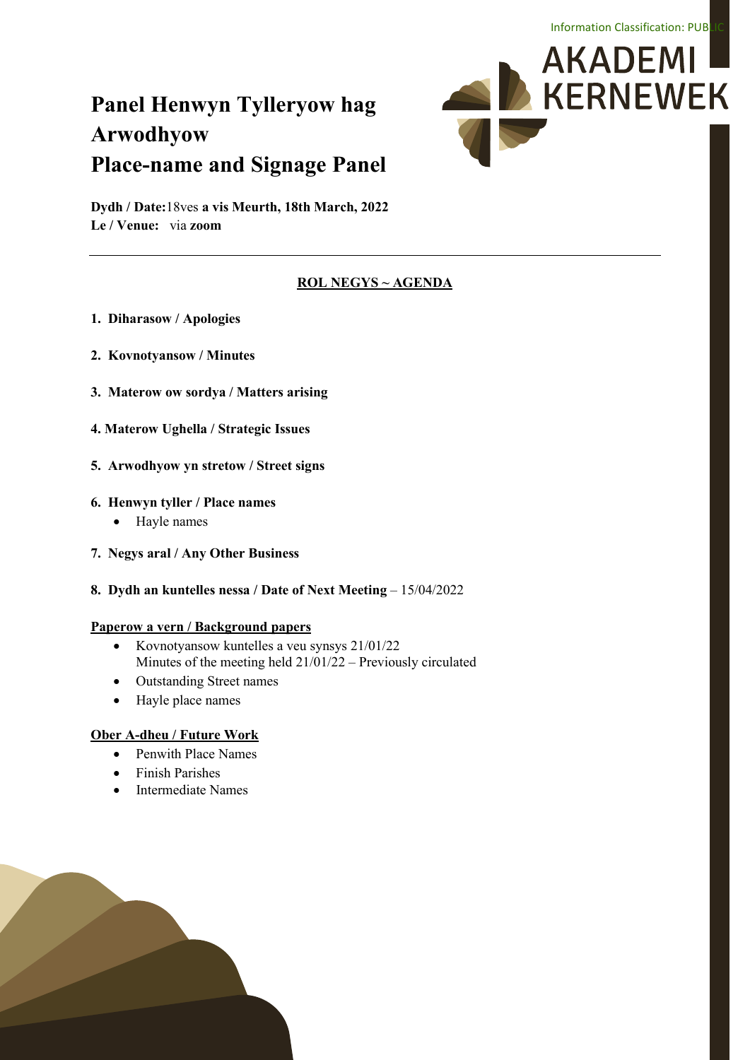Information Classification: PUBLIC

AKADEMI KERNEWEK

# Panel Henwyn Tylleryow hag Arwodhyow
# Place-name and Signage Panel

**Dydh / Date:**18ves **a vis Meurth, 18th March, 2022**
**Le / Venue:** via **zoom**

---

## ROL NEGYS ~ AGENDA

1. **Diharasow / Apologies**

2. **Kovnotyansow / Minutes**

3. **Materow ow sordya / Matters arising**

4. **Materow Ughella / Strategic Issues**

5. **Arwodhyow yn stretow / Street signs**

6. **Henwyn tyller / Place names**
   - Hayle names

7. **Negys aral / Any Other Business**

8. **Dydh an kuntelles nessa / Date of Next Meeting** – 15/04/2022

**Paperow a vern / Background papers**

- Kovnotyansow kuntelles a veu synsys 21/01/22
  Minutes of the meeting held 21/01/22 – Previously circulated
- Outstanding Street names
- Hayle place names

**Ober A-dheu / Future Work**

- Penwith Place Names
- Finish Parishes
- Intermediate Names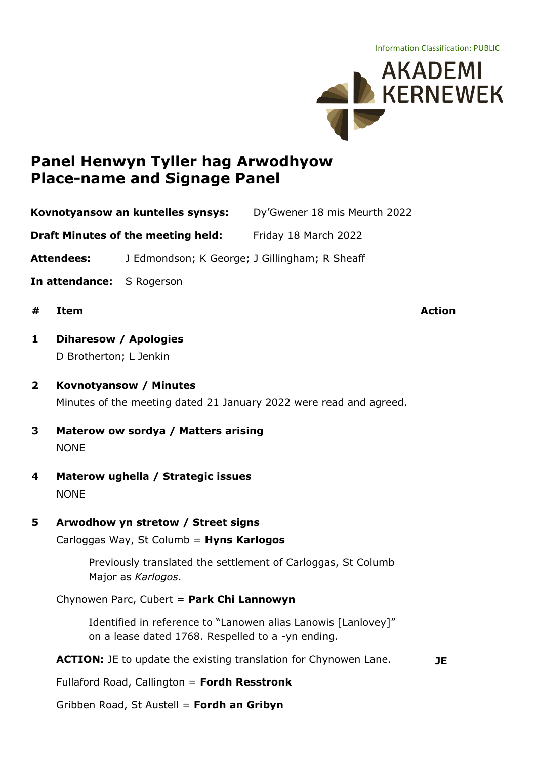Information Classification: PUBLIC

AKADEMI KERNEWEK

# Panel Henwyn Tyller hag Arwodhyow
# Place-name and Signage Panel

**Kovnotyansow an kuntelles synsys:** Dy'Gwener 18 mis Meurth 2022

**Draft Minutes of the meeting held:** Friday 18 March 2022

**Attendees:** J Edmondson; K George; J Gillingham; R Sheaff

**In attendance:** S Rogerson

| # | Item | Action |
|---|---|---|
| **1** | **Diharesow / Apologies** | |
| | D Brotherton; L Jenkin | |
| **2** | **Kovnotyansow / Minutes** | |
| | Minutes of the meeting dated 21 January 2022 were read and agreed. | |
| **3** | **Materow ow sordya / Matters arising** | |
| | NONE | |
| **4** | **Materow ughella / Strategic issues** | |
| | NONE | |
| **5** | **Arwodhow yn stretow / Street signs** | |
| | Carloggas Way, St Columb = **Hyns Karlogos** | |
| | Previously translated the settlement of Carloggas, St Columb Major as *Karlogos*. | |
| | Chynowen Parc, Cubert = **Park Chi Lannowyn** | |
| | Identified in reference to "Lanowen alias Lanowis [Lanlovey]" on a lease dated 1768. Respelled to a -yn ending. | |
| | **ACTION:** JE to update the existing translation for Chynowen Lane. | **JE** |
| | Fullaford Road, Callington = **Fordh Resstronk** | |
| | Gribben Road, St Austell = **Fordh an Gribyn** | |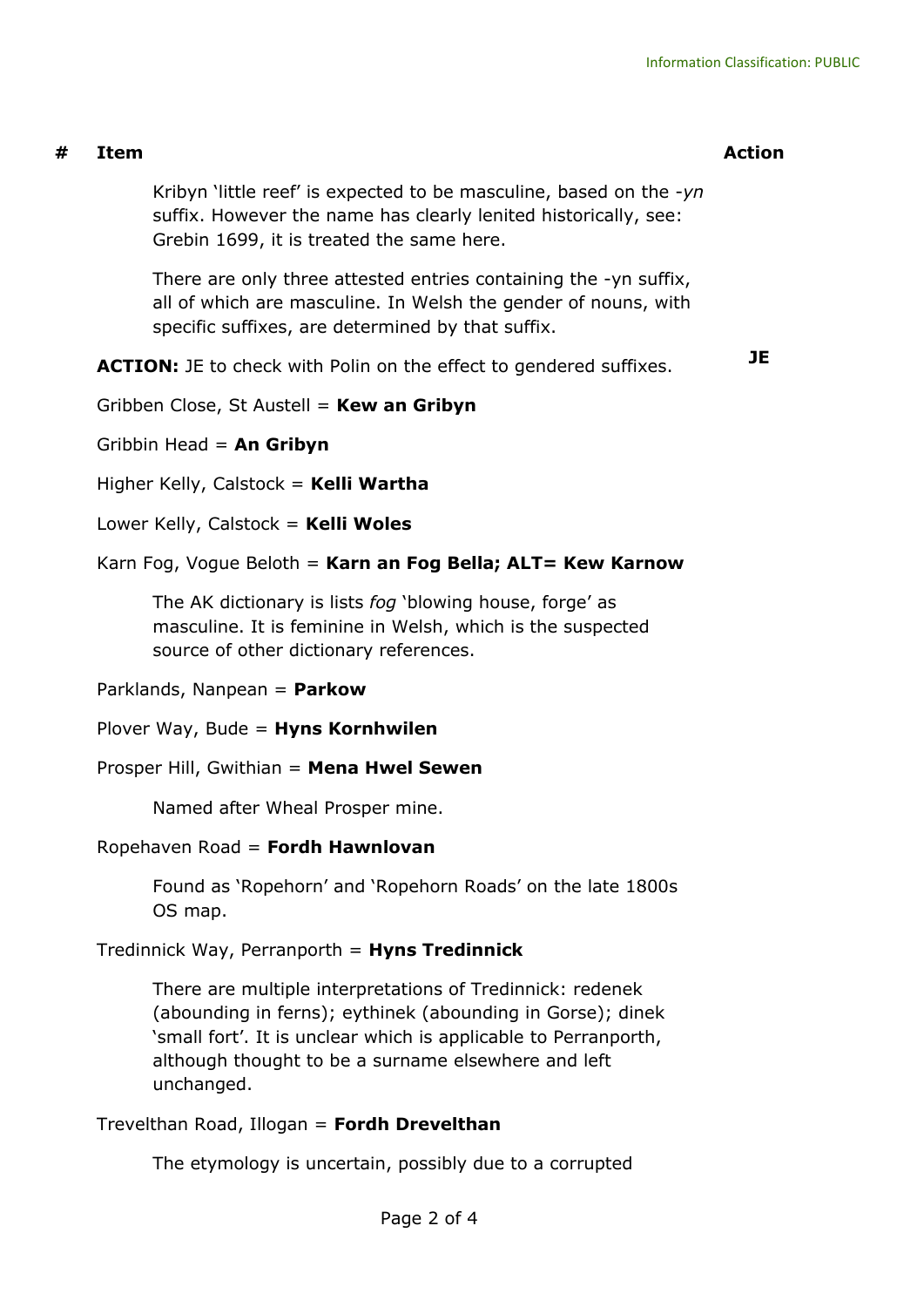| # | Item | Action |
|---|---|---|

Kribyn 'little reef' is expected to be masculine, based on the *-yn* suffix. However the name has clearly lenited historically, see: Grebin 1699, it is treated the same here.

There are only three attested entries containing the -yn suffix, all of which are masculine. In Welsh the gender of nouns, with specific suffixes, are determined by that suffix.

**ACTION:** JE to check with Polin on the effect to gendered suffixes. **JE**

Gribben Close, St Austell = **Kew an Gribyn**

Gribbin Head = **An Gribyn**

Higher Kelly, Calstock = **Kelli Wartha**

Lower Kelly, Calstock = **Kelli Woles**

Karn Fog, Vogue Beloth = **Karn an Fog Bella; ALT= Kew Karnow**

The AK dictionary is lists *fog* 'blowing house, forge' as masculine. It is feminine in Welsh, which is the suspected source of other dictionary references.

Parklands, Nanpean = **Parkow**

Plover Way, Bude = **Hyns Kornhwilen**

Prosper Hill, Gwithian = **Mena Hwel Sewen**

Named after Wheal Prosper mine.

Ropehaven Road = **Fordh Hawnlovan**

Found as 'Ropehorn' and 'Ropehorn Roads' on the late 1800s OS map.

Tredinnick Way, Perranporth = **Hyns Tredinnick**

There are multiple interpretations of Tredinnick: redenek (abounding in ferns); eythinek (abounding in Gorse); dinek 'small fort'. It is unclear which is applicable to Perranporth, although thought to be a surname elsewhere and left unchanged.

Trevelthan Road, Illogan = **Fordh Drevelthan**

The etymology is uncertain, possibly due to a corrupted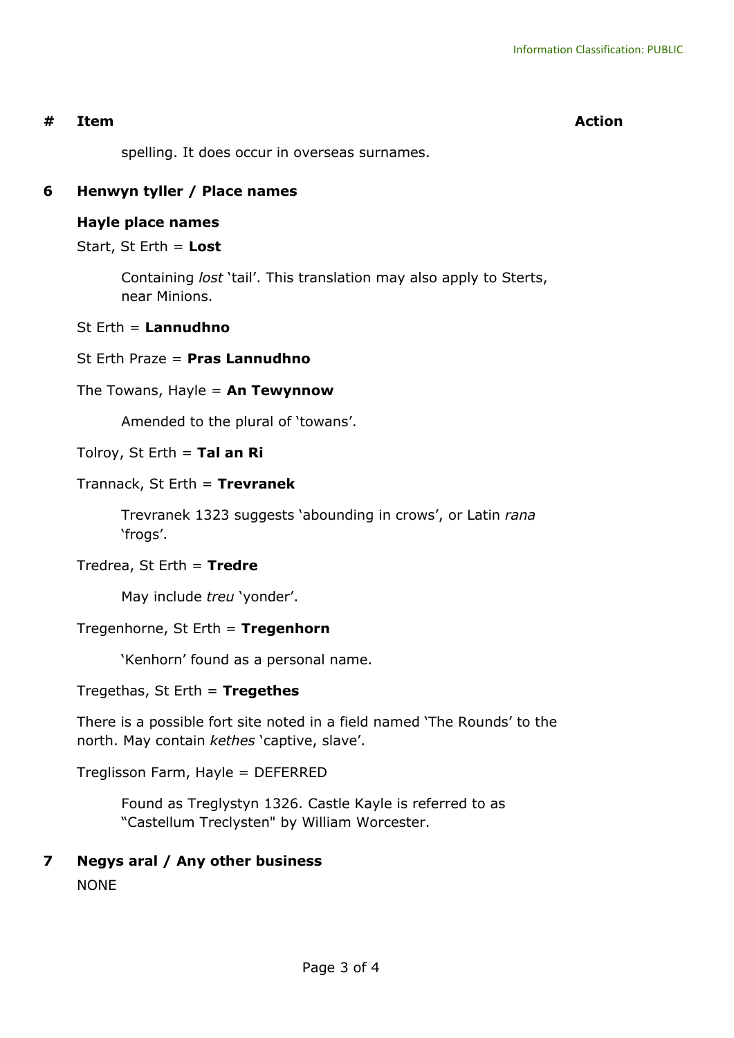| # | Item | Action |
|---|---|---|
| | spelling. It does occur in overseas surnames. | |

**6 Henwyn tyller / Place names**

**Hayle place names**

Start, St Erth = **Lost**

> Containing *lost* 'tail'. This translation may also apply to Sterts, near Minions.

St Erth = **Lannudhno**

St Erth Praze = **Pras Lannudhno**

The Towans, Hayle = **An Tewynnow**

> Amended to the plural of 'towans'.

Tolroy, St Erth = **Tal an Ri**

Trannack, St Erth = **Trevranek**

> Trevranek 1323 suggests 'abounding in crows', or Latin *rana* 'frogs'.

Tredrea, St Erth = **Tredre**

> May include *treu* 'yonder'.

Tregenhorne, St Erth = **Tregenhorn**

> 'Kenhorn' found as a personal name.

Tregethas, St Erth = **Tregethes**

There is a possible fort site noted in a field named 'The Rounds' to the north. May contain *kethes* 'captive, slave'.

Treglisson Farm, Hayle = DEFERRED

> Found as Treglystyn 1326. Castle Kayle is referred to as "Castellum Treclysten" by William Worcester.

**7 Negys aral / Any other business**

NONE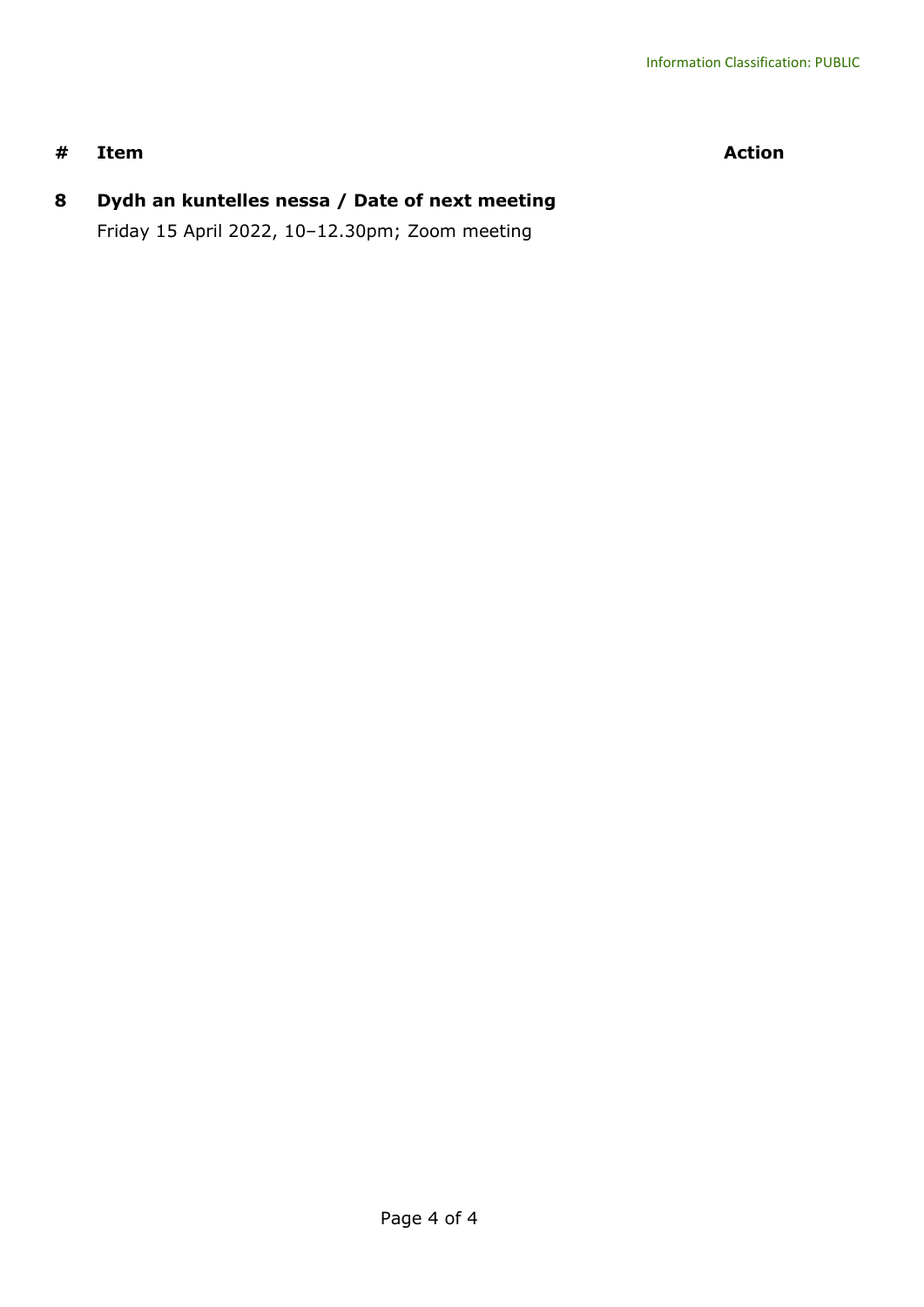| # | Item | Action |
| --- | --- | --- |
| **8** | **Dydh an kuntelles nessa / Date of next meeting**<br>Friday 15 April 2022, 10–12.30pm; Zoom meeting | |